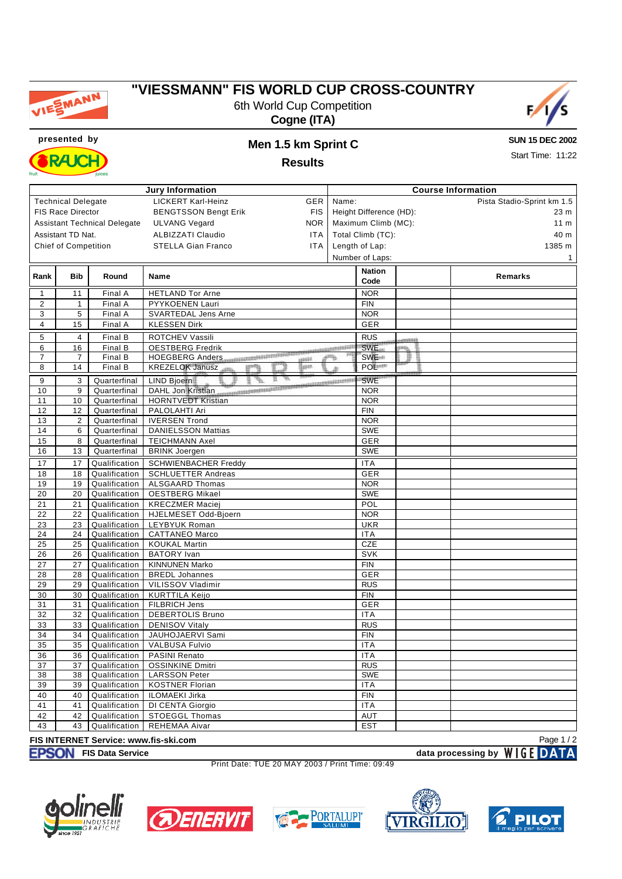# "VIESSMANN" FIS WORLD CUP CROSS-COUNTRY

6th World Cup Competition

**Cogne (ITA)**

presented by

## Men 1.5 km Sprint C

## Results

**SUN 15 DEC 2002**

Start Time: 11:22

| Jury Information | | |
|---|---|---|
| Technical Delegate | LICKERT Karl-Heinz | GER |
| FIS Race Director | BENGTSSON Bengt Erik | FIS |
| Assistant Technical Delegate | ULVANG Vegard | NOR |
| Assistant TD Nat. | ALBIZZATI Claudio | ITA |
| Chief of Competition | STELLA Gian Franco | ITA |

| Course Information | |
|---|---|
| Name: | Pista Stadio-Sprint km 1.5 |
| Height Difference (HD): | 23 m |
| Maximum Climb (MC): | 11 m |
| Total Climb (TC): | 40 m |
| Length of Lap: | 1385 m |
| Number of Laps: | 1 |

| Rank | Bib | Round | Name | Nation Code | | Remarks |
|---|---|---|---|---|---|---|
| 1 | 11 | Final A | HETLAND Tor Arne | NOR | | |
| 2 | 1 | Final A | PYYKOENEN Lauri | FIN | | |
| 3 | 5 | Final A | SVARTEDAL Jens Arne | NOR | | |
| 4 | 15 | Final A | KLESSEN Dirk | GER | | |
| 5 | 4 | Final B | ROTCHEV Vassili | RUS | | |
| 6 | 16 | Final B | OESTBERG Fredrik | SWE | | |
| 7 | 7 | Final B | HOEGBERG Anders | SWE | | |
| 8 | 14 | Final B | KREZELOK Janusz | POL | | |
| 9 | 3 | Quarterfinal | LIND Bjoern | SWE | | |
| 10 | 9 | Quarterfinal | DAHL Jon Kristian | NOR | | |
| 11 | 10 | Quarterfinal | HORNTVEDT Kristian | NOR | | |
| 12 | 12 | Quarterfinal | PALOLAHTI Ari | FIN | | |
| 13 | 2 | Quarterfinal | IVERSEN Trond | NOR | | |
| 14 | 6 | Quarterfinal | DANIELSSON Mattias | SWE | | |
| 15 | 8 | Quarterfinal | TEICHMANN Axel | GER | | |
| 16 | 13 | Quarterfinal | BRINK Joergen | SWE | | |
| 17 | 17 | Qualification | SCHWIENBACHER Freddy | ITA | | |
| 18 | 18 | Qualification | SCHLUETTER Andreas | GER | | |
| 19 | 19 | Qualification | ALSGAARD Thomas | NOR | | |
| 20 | 20 | Qualification | OESTBERG Mikael | SWE | | |
| 21 | 21 | Qualification | KRECZMER Maciej | POL | | |
| 22 | 22 | Qualification | HJELMESET Odd-Bjoern | NOR | | |
| 23 | 23 | Qualification | LEYBYUK Roman | UKR | | |
| 24 | 24 | Qualification | CATTANEO Marco | ITA | | |
| 25 | 25 | Qualification | KOUKAL Martin | CZE | | |
| 26 | 26 | Qualification | BATORY Ivan | SVK | | |
| 27 | 27 | Qualification | KINNUNEN Marko | FIN | | |
| 28 | 28 | Qualification | BREDL Johannes | GER | | |
| 29 | 29 | Qualification | VILISSOV Vladimir | RUS | | |
| 30 | 30 | Qualification | KURTTILA Keijo | FIN | | |
| 31 | 31 | Qualification | FILBRICH Jens | GER | | |
| 32 | 32 | Qualification | DEBERTOLIS Bruno | ITA | | |
| 33 | 33 | Qualification | DENISOV Vitaly | RUS | | |
| 34 | 34 | Qualification | JAUHOJAERVI Sami | FIN | | |
| 35 | 35 | Qualification | VALBUSA Fulvio | ITA | | |
| 36 | 36 | Qualification | PASINI Renato | ITA | | |
| 37 | 37 | Qualification | OSSINKINE Dmitri | RUS | | |
| 38 | 38 | Qualification | LARSSON Peter | SWE | | |
| 39 | 39 | Qualification | KOSTNER Florian | ITA | | |
| 40 | 40 | Qualification | ILOMAEKI Jirka | FIN | | |
| 41 | 41 | Qualification | DI CENTA Giorgio | ITA | | |
| 42 | 42 | Qualification | STOEGGL Thomas | AUT | | |
| 43 | 43 | Qualification | REHEMAA Aivar | EST | | |

CORRECTED

FIS INTERNET Service: www.fis-ski.com

EPSON FIS Data Service — data processing by WIGE DATA

Print Date: TUE 20 MAY 2003 / Print Time: 09:49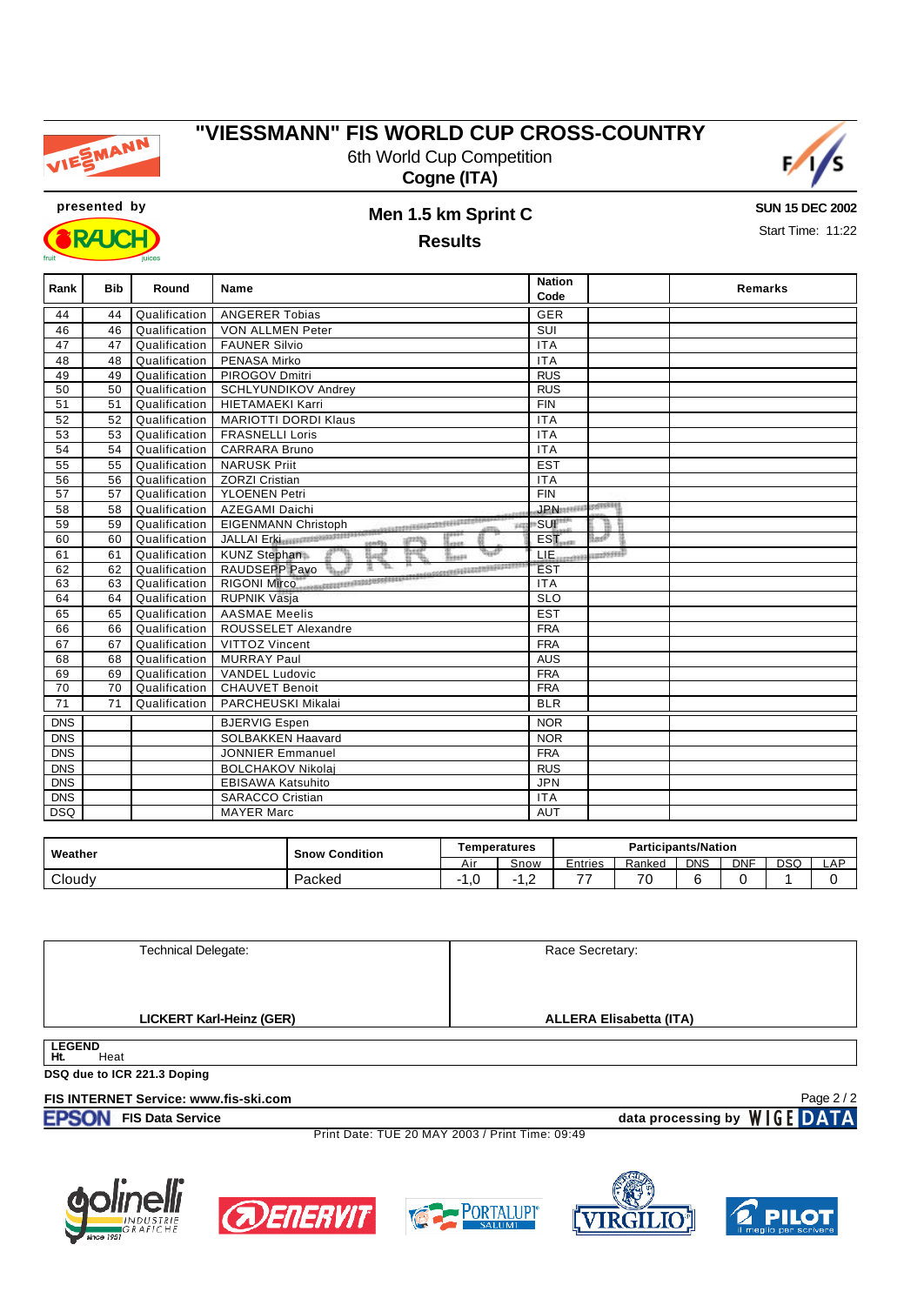# "VIESSMANN" FIS WORLD CUP CROSS-COUNTRY

6th World Cup Competition

**Cogne (ITA)**

presented by

## Men 1.5 km Sprint C

**Results**

**SUN 15 DEC 2002**

Start Time: 11:22

| Rank | Bib | Round | Name | Nation Code | | Remarks |
|---|---|---|---|---|---|---|
| 44 | 44 | Qualification | ANGERER Tobias | GER | | |
| 46 | 46 | Qualification | VON ALLMEN Peter | SUI | | |
| 47 | 47 | Qualification | FAUNER Silvio | ITA | | |
| 48 | 48 | Qualification | PENASA Mirko | ITA | | |
| 49 | 49 | Qualification | PIROGOV Dmitri | RUS | | |
| 50 | 50 | Qualification | SCHLYUNDIKOV Andrey | RUS | | |
| 51 | 51 | Qualification | HIETAMAEKI Karri | FIN | | |
| 52 | 52 | Qualification | MARIOTTI DORDI Klaus | ITA | | |
| 53 | 53 | Qualification | FRASNELLI Loris | ITA | | |
| 54 | 54 | Qualification | CARRARA Bruno | ITA | | |
| 55 | 55 | Qualification | NARUSK Priit | EST | | |
| 56 | 56 | Qualification | ZORZI Cristian | ITA | | |
| 57 | 57 | Qualification | YLOENEN Petri | FIN | | |
| 58 | 58 | Qualification | AZEGAMI Daichi | JPN | | |
| 59 | 59 | Qualification | EIGENMANN Christoph | SUI | | |
| 60 | 60 | Qualification | JALLAI Erki | EST | | |
| 61 | 61 | Qualification | KUNZ Stephan | LIE | | |
| 62 | 62 | Qualification | RAUDSEPP Pavo | EST | | |
| 63 | 63 | Qualification | RIGONI Mirco | ITA | | |
| 64 | 64 | Qualification | RUPNIK Vasja | SLO | | |
| 65 | 65 | Qualification | AASMAE Meelis | EST | | |
| 66 | 66 | Qualification | ROUSSELET Alexandre | FRA | | |
| 67 | 67 | Qualification | VITTOZ Vincent | FRA | | |
| 68 | 68 | Qualification | MURRAY Paul | AUS | | |
| 69 | 69 | Qualification | VANDEL Ludovic | FRA | | |
| 70 | 70 | Qualification | CHAUVET Benoit | FRA | | |
| 71 | 71 | Qualification | PARCHEUSKI Mikalai | BLR | | |
| DNS | | | BJERVIG Espen | NOR | | |
| DNS | | | SOLBAKKEN Haavard | NOR | | |
| DNS | | | JONNIER Emmanuel | FRA | | |
| DNS | | | BOLCHAKOV Nikolaj | RUS | | |
| DNS | | | EBISAWA Katsuhito | JPN | | |
| DNS | | | SARACCO Cristian | ITA | | |
| DSQ | | | MAYER Marc | AUT | | |

CORRECTED

| Weather | Snow Condition | Temperatures | | Participants/Nation | | | | | |
|---|---|---|---|---|---|---|---|---|---|
| | | Air | Snow | Entries | Ranked | DNS | DNF | DSQ | LAP |
| Cloudy | Packed | -1,0 | -1,2 | 77 | 70 | 6 | 0 | 1 | 0 |

| Technical Delegate: | Race Secretary: |
|---|---|
| **LICKERT Karl-Heinz (GER)** | **ALLERA Elisabetta (ITA)** |

**LEGEND**

**Ht.** Heat

**DSQ due to ICR 221.3 Doping**

**FIS INTERNET Service: www.fis-ski.com**

EPSON **FIS Data Service** **data processing by** WIGE DATA

Print Date: TUE 20 MAY 2003 / Print Time: 09:49